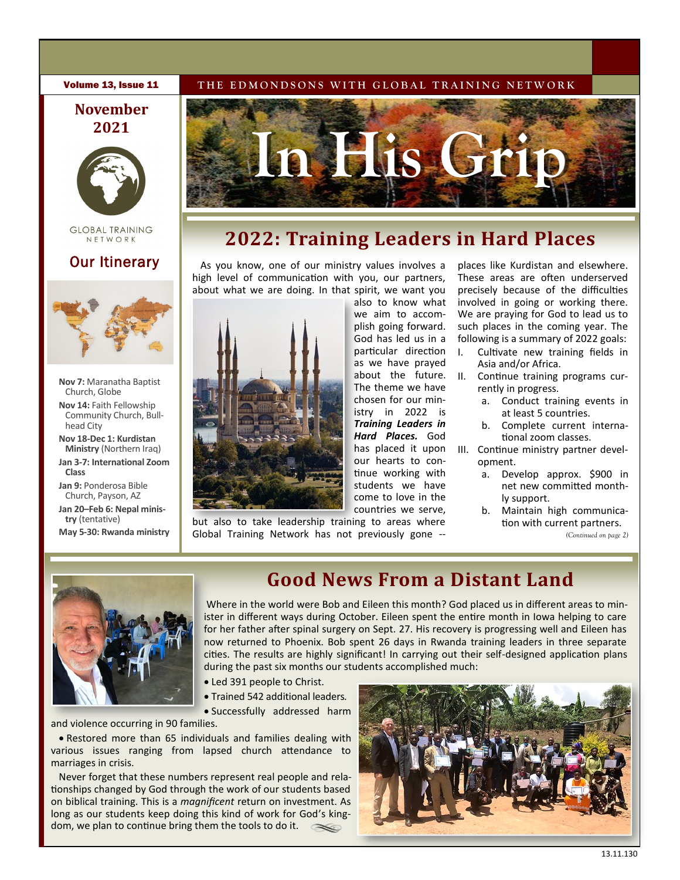THE EDMONDSONS WITH GLOBAL TRAINING NETWORK

# In His Grip

**November 2021**

GLOBAL TRAINING NETWORK

## Our Itinerary

**Nov 7:** Maranatha Baptist Church, Globe

**Nov 14:** Faith Fellowship Community Church, Bullhead City

**Nov 18-Dec 1: Kurdistan Ministry** (Northern Iraq)

**Jan 3-7: International Zoom Class**

**Jan 9:** Ponderosa Bible Church, Payson, AZ

**Jan 20–Feb 6: Nepal ministry** (tentative)

**May 5-30: Rwanda ministry**

## 2022: Training Leaders in Hard Places

As you know, one of our ministry values involves a high level of communication with you, our partners, about what we are doing. In that spirit, we want you also to know what we aim to accomplish going forward. God has led us in a particular direction as we have prayed about the future. The theme we have chosen for our ministry in 2022 is ***Training Leaders in Hard Places.*** God has placed it upon our hearts to continue working with students we have come to love in the countries we serve, but also to take leadership training to areas where Global Training Network has not previously gone -- places like Kurdistan and elsewhere. These areas are often underserved precisely because of the difficulties involved in going or working there. We are praying for God to lead us to such places in the coming year. The following is a summary of 2022 goals:

I. Cultivate new training fields in Asia and/or Africa.

II. Continue training programs currently in progress.
   - a. Conduct training events in at least 5 countries.
   - b. Complete current international zoom classes.

III. Continue ministry partner development.
   - a. Develop approx. $900 in net new committed monthly support.
   - b. Maintain high communication with current partners.

*(Continued on page 2)*

## Good News From a Distant Land

Where in the world were Bob and Eileen this month? God placed us in different areas to minister in different ways during October. Eileen spent the entire month in Iowa helping to care for her father after spinal surgery on Sept. 27. His recovery is progressing well and Eileen has now returned to Phoenix. Bob spent 26 days in Rwanda training leaders in three separate cities. The results are highly significant! In carrying out their self-designed application plans during the past six months our students accomplished much:

- Led 391 people to Christ.
- Trained 542 additional leaders.
- Successfully addressed harm and violence occurring in 90 families.
- Restored more than 65 individuals and families dealing with various issues ranging from lapsed church attendance to marriages in crisis.

Never forget that these numbers represent real people and relationships changed by God through the work of our students based on biblical training. This is a *magnificent* return on investment. As long as our students keep doing this kind of work for God's kingdom, we plan to continue bring them the tools to do it.

13.11.130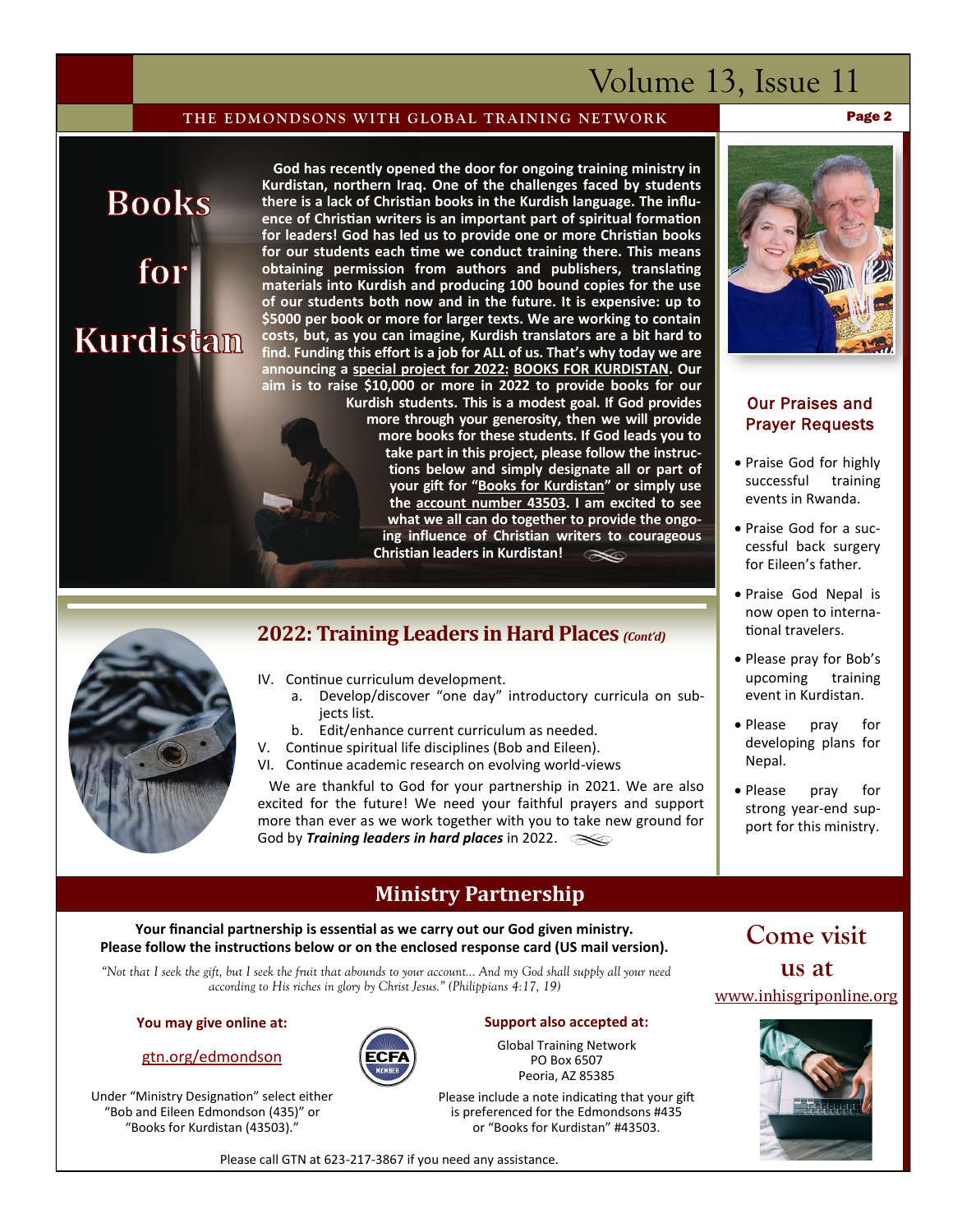# Books for Kurdistan

**God has recently opened the door for ongoing training ministry in Kurdistan, northern Iraq. One of the challenges faced by students there is a lack of Christian books in the Kurdish language. The influence of Christian writers is an important part of spiritual formation for leaders! God has led us to provide one or more Christian books for our students each time we conduct training there. This means obtaining permission from authors and publishers, translating materials into Kurdish and producing 100 bound copies for the use of our students both now and in the future. It is expensive: up to $5000 per book or more for larger texts. We are working to contain costs, but, as you can imagine, Kurdish translators are a bit hard to find. Funding this effort is a job for ALL of us. That's why today we are announcing a special project for 2022: BOOKS FOR KURDISTAN. Our aim is to raise $10,000 or more in 2022 to provide books for our Kurdish students. This is a modest goal. If God provides more through your generosity, then we will provide more books for these students. If God leads you to take part in this project, please follow the instructions below and simply designate all or part of your gift for "Books for Kurdistan" or simply use the account number 43503. I am excited to see what we all can do together to provide the ongoing influence of Christian writers to courageous Christian leaders in Kurdistan!**

## 2022: Training Leaders in Hard Places *(Cont'd)*

IV. Continue curriculum development.
   a. Develop/discover "one day" introductory curricula on subjects list.
   b. Edit/enhance current curriculum as needed.
V. Continue spiritual life disciplines (Bob and Eileen).
VI. Continue academic research on evolving world-views

We are thankful to God for your partnership in 2021. We are also excited for the future! We need your faithful prayers and support more than ever as we work together with you to take new ground for God by ***Training leaders in hard places*** in 2022.

### Our Praises and Prayer Requests

- Praise God for highly successful training events in Rwanda.
- Praise God for a successful back surgery for Eileen's father.
- Praise God Nepal is now open to international travelers.
- Please pray for Bob's upcoming training event in Kurdistan.
- Please pray for developing plans for Nepal.
- Please pray for strong year-end support for this ministry.

## Ministry Partnership

**Your financial partnership is essential as we carry out our God given ministry. Please follow the instructions below or on the enclosed response card (US mail version).**

*"Not that I seek the gift, but I seek the fruit that abounds to your account… And my God shall supply all your need according to His riches in glory by Christ Jesus." (Philippians 4:17, 19)*

**You may give online at:**

gtn.org/edmondson

Under "Ministry Designation" select either "Bob and Eileen Edmondson (435)" or "Books for Kurdistan (43503)."

**Support also accepted at:**

Global Training Network
PO Box 6507
Peoria, AZ 85385

Please include a note indicating that your gift is preferenced for the Edmondsons #435 or "Books for Kurdistan" #43503.

Please call GTN at 623-217-3867 if you need any assistance.

## Come visit us at

www.inhisgriponline.org